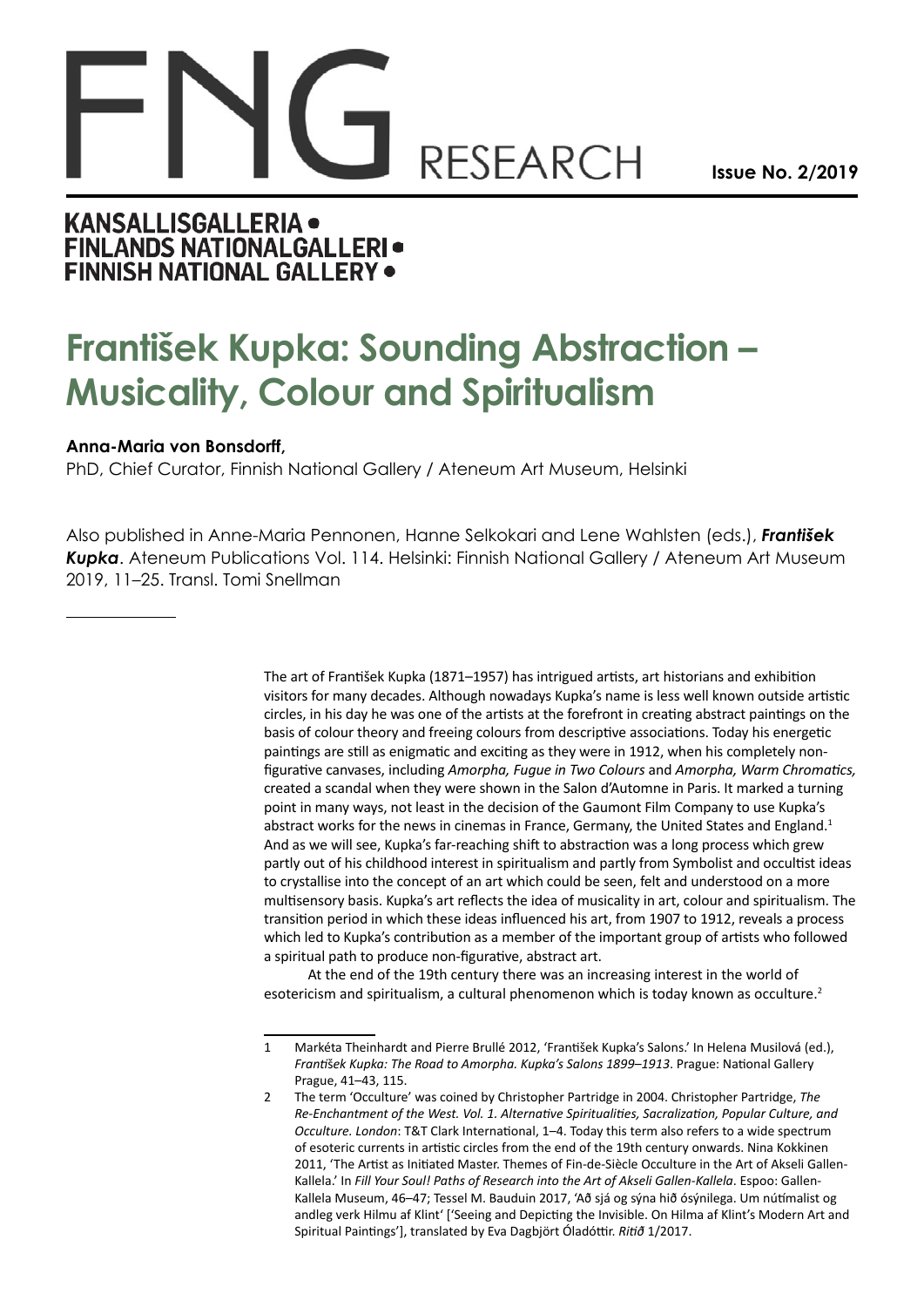# FNG RESEARCH

**Issue No. 2/2019**

**KANSALLISGALLERIA • FINLANDS NATIONALGALLERI • FINNISH NATIONAL GALLERY •**

# František Kupka: Sounding Abstraction – Musicality, Colour and Spiritualism

**Anna-Maria von Bonsdorff,**
PhD, Chief Curator, Finnish National Gallery / Ateneum Art Museum, Helsinki

Also published in Anne-Maria Pennonen, Hanne Selkokari and Lene Wahlsten (eds.), ***František Kupka***. Ateneum Publications Vol. 114. Helsinki: Finnish National Gallery / Ateneum Art Museum 2019, 11–25. Transl. Tomi Snellman

---

The art of František Kupka (1871–1957) has intrigued artists, art historians and exhibition visitors for many decades. Although nowadays Kupka's name is less well known outside artistic circles, in his day he was one of the artists at the forefront in creating abstract paintings on the basis of colour theory and freeing colours from descriptive associations. Today his energetic paintings are still as enigmatic and exciting as they were in 1912, when his completely non-figurative canvases, including *Amorpha, Fugue in Two Colours* and *Amorpha, Warm Chromatics,* created a scandal when they were shown in the Salon d'Automne in Paris. It marked a turning point in many ways, not least in the decision of the Gaumont Film Company to use Kupka's abstract works for the news in cinemas in France, Germany, the United States and England.[1] And as we will see, Kupka's far-reaching shift to abstraction was a long process which grew partly out of his childhood interest in spiritualism and partly from Symbolist and occultist ideas to crystallise into the concept of an art which could be seen, felt and understood on a more multisensory basis. Kupka's art reflects the idea of musicality in art, colour and spiritualism. The transition period in which these ideas influenced his art, from 1907 to 1912, reveals a process which led to Kupka's contribution as a member of the important group of artists who followed a spiritual path to produce non-figurative, abstract art.

At the end of the 19th century there was an increasing interest in the world of esotericism and spiritualism, a cultural phenomenon which is today known as occulture.[2]

---

1 Markéta Theinhardt and Pierre Brullé 2012, 'František Kupka's Salons.' In Helena Musilová (ed.), *František Kupka: The Road to Amorpha. Kupka's Salons 1899–1913*. Prague: National Gallery Prague, 41–43, 115.

2 The term 'Occulture' was coined by Christopher Partridge in 2004. Christopher Partridge, *The Re-Enchantment of the West. Vol. 1. Alternative Spiritualities, Sacralization, Popular Culture, and Occulture. London*: T&T Clark International, 1–4. Today this term also refers to a wide spectrum of esoteric currents in artistic circles from the end of the 19th century onwards. Nina Kokkinen 2011, 'The Artist as Initiated Master. Themes of Fin-de-Siècle Occulture in the Art of Akseli Gallen-Kallela.' In *Fill Your Soul! Paths of Research into the Art of Akseli Gallen-Kallela*. Espoo: Gallen-Kallela Museum, 46–47; Tessel M. Bauduin 2017, 'Að sjá og sýna hið ósýnilega. Um nútímalist og andleg verk Hilmu af Klint' ['Seeing and Depicting the Invisible. On Hilma af Klint's Modern Art and Spiritual Paintings'], translated by Eva Dagbjört Óladóttir. *Ritið* 1/2017.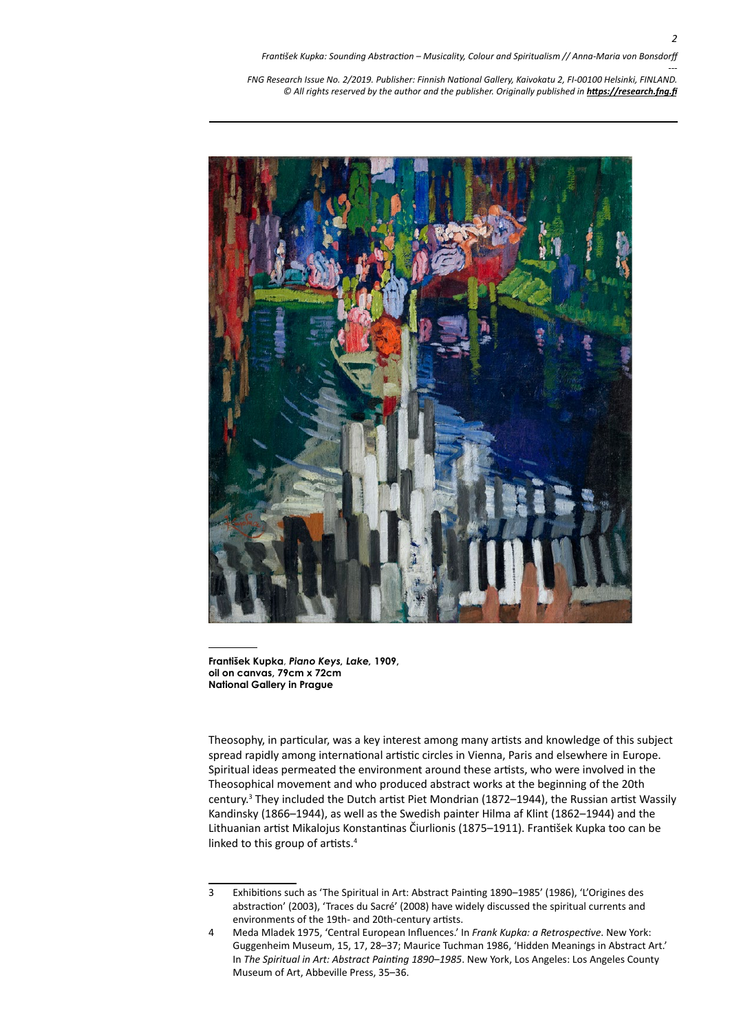**František Kupka**, ***Piano Keys, Lake*, 1909, oil on canvas, 79cm x 72cm National Gallery in Prague**

Theosophy, in particular, was a key interest among many artists and knowledge of this subject spread rapidly among international artistic circles in Vienna, Paris and elsewhere in Europe. Spiritual ideas permeated the environment around these artists, who were involved in the Theosophical movement and who produced abstract works at the beginning of the 20th century.[3] They included the Dutch artist Piet Mondrian (1872–1944), the Russian artist Wassily Kandinsky (1866–1944), as well as the Swedish painter Hilma af Klint (1862–1944) and the Lithuanian artist Mikalojus Konstantinas Čiurlionis (1875–1911). František Kupka too can be linked to this group of artists.[4]

---

3 Exhibitions such as 'The Spiritual in Art: Abstract Painting 1890–1985' (1986), 'L'Origines des abstraction' (2003), 'Traces du Sacré' (2008) have widely discussed the spiritual currents and environments of the 19th- and 20th-century artists.

4 Meda Mladek 1975, 'Central European Influences.' In *Frank Kupka: a Retrospective*. New York: Guggenheim Museum, 15, 17, 28–37; Maurice Tuchman 1986, 'Hidden Meanings in Abstract Art.' In *The Spiritual in Art: Abstract Painting 1890–1985*. New York, Los Angeles: Los Angeles County Museum of Art, Abbeville Press, 35–36.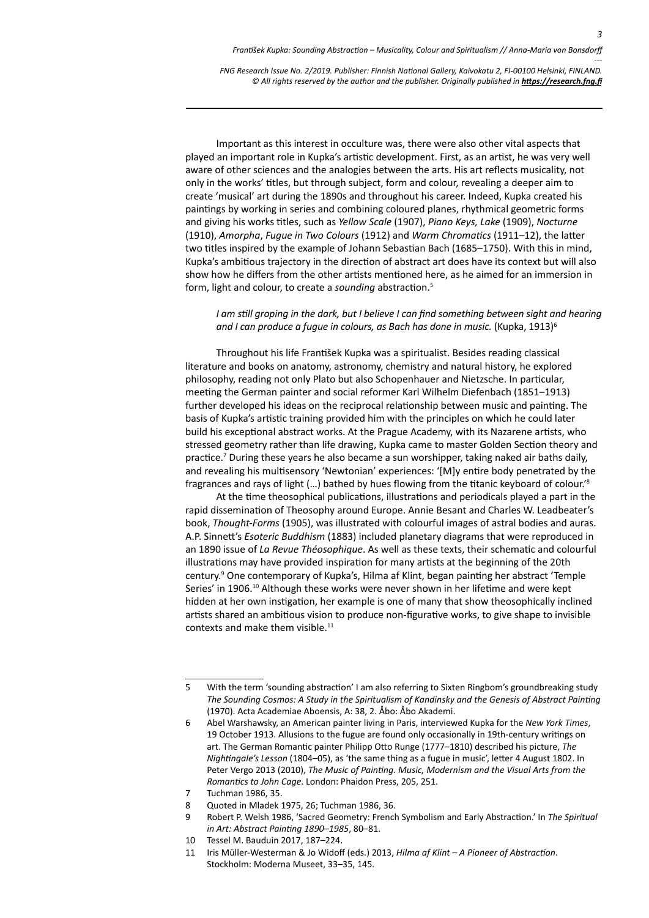Important as this interest in occulture was, there were also other vital aspects that played an important role in Kupka's artistic development. First, as an artist, he was very well aware of other sciences and the analogies between the arts. His art reflects musicality, not only in the works' titles, but through subject, form and colour, revealing a deeper aim to create 'musical' art during the 1890s and throughout his career. Indeed, Kupka created his paintings by working in series and combining coloured planes, rhythmical geometric forms and giving his works titles, such as *Yellow Scale* (1907), *Piano Keys, Lake* (1909), *Nocturne* (1910), *Amorpha*, *Fugue in Two Colours* (1912) and *Warm Chromatics* (1911–12), the latter two titles inspired by the example of Johann Sebastian Bach (1685–1750). With this in mind, Kupka's ambitious trajectory in the direction of abstract art does have its context but will also show how he differs from the other artists mentioned here, as he aimed for an immersion in form, light and colour, to create a *sounding* abstraction.[5]

> *I am still groping in the dark, but I believe I can find something between sight and hearing and I can produce a fugue in colours, as Bach has done in music.* (Kupka, 1913)[6]

Throughout his life František Kupka was a spiritualist. Besides reading classical literature and books on anatomy, astronomy, chemistry and natural history, he explored philosophy, reading not only Plato but also Schopenhauer and Nietzsche. In particular, meeting the German painter and social reformer Karl Wilhelm Diefenbach (1851–1913) further developed his ideas on the reciprocal relationship between music and painting. The basis of Kupka's artistic training provided him with the principles on which he could later build his exceptional abstract works. At the Prague Academy, with its Nazarene artists, who stressed geometry rather than life drawing, Kupka came to master Golden Section theory and practice.[7] During these years he also became a sun worshipper, taking naked air baths daily, and revealing his multisensory 'Newtonian' experiences: '[M]y entire body penetrated by the fragrances and rays of light (…) bathed by hues flowing from the titanic keyboard of colour.'[8]

At the time theosophical publications, illustrations and periodicals played a part in the rapid dissemination of Theosophy around Europe. Annie Besant and Charles W. Leadbeater's book, *Thought-Forms* (1905), was illustrated with colourful images of astral bodies and auras. A.P. Sinnett's *Esoteric Buddhism* (1883) included planetary diagrams that were reproduced in an 1890 issue of *La Revue Théosophique*. As well as these texts, their schematic and colourful illustrations may have provided inspiration for many artists at the beginning of the 20th century.[9] One contemporary of Kupka's, Hilma af Klint, began painting her abstract 'Temple Series' in 1906.[10] Although these works were never shown in her lifetime and were kept hidden at her own instigation, her example is one of many that show theosophically inclined artists shared an ambitious vision to produce non-figurative works, to give shape to invisible contexts and make them visible.[11]

---

5 With the term 'sounding abstraction' I am also referring to Sixten Ringbom's groundbreaking study *The Sounding Cosmos: A Study in the Spiritualism of Kandinsky and the Genesis of Abstract Painting* (1970). Acta Academiae Aboensis, A: 38, 2. Åbo: Åbo Akademi.

6 Abel Warshawsky, an American painter living in Paris, interviewed Kupka for the *New York Times*, 19 October 1913. Allusions to the fugue are found only occasionally in 19th-century writings on art. The German Romantic painter Philipp Otto Runge (1777–1810) described his picture, *The Nightingale's Lesson* (1804–05), as 'the same thing as a fugue in music', letter 4 August 1802. In Peter Vergo 2013 (2010), *The Music of Painting. Music, Modernism and the Visual Arts from the Romantics to John Cage*. London: Phaidon Press, 205, 251.

7 Tuchman 1986, 35.

8 Quoted in Mladek 1975, 26; Tuchman 1986, 36.

9 Robert P. Welsh 1986, 'Sacred Geometry: French Symbolism and Early Abstraction.' In *The Spiritual in Art: Abstract Painting 1890–1985*, 80–81.

10 Tessel M. Bauduin 2017, 187–224.

11 Iris Müller-Westerman & Jo Widoff (eds.) 2013, *Hilma af Klint – A Pioneer of Abstraction*. Stockholm: Moderna Museet, 33–35, 145.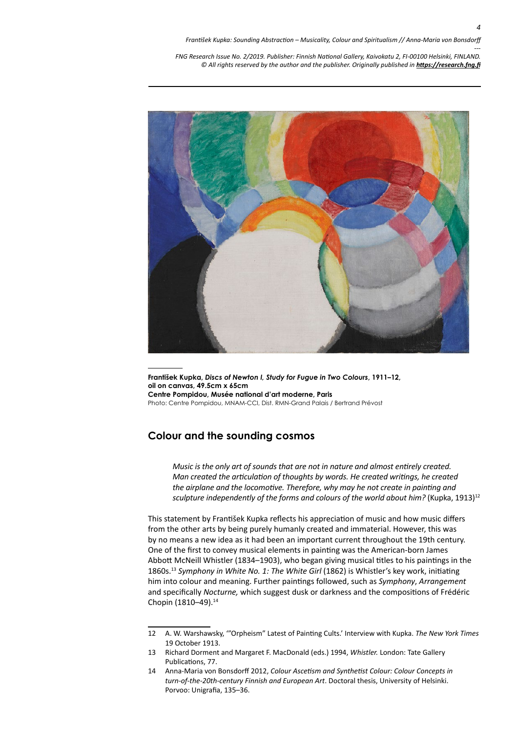**František Kupka, *Discs of Newton I, Study for Fugue in Two Colours*, 1911–12, oil on canvas, 49.5cm x 65cm**
**Centre Pompidou, Musée national d'art moderne, Paris**
Photo: Centre Pompidou, MNAM-CCI, Dist. RMN-Grand Palais / Bertrand Prévost

## Colour and the sounding cosmos

> *Music is the only art of sounds that are not in nature and almost entirely created. Man created the articulation of thoughts by words. He created writings, he created the airplane and the locomotive. Therefore, why may he not create in painting and sculpture independently of the forms and colours of the world about him?* (Kupka, 1913)[12]

This statement by František Kupka reflects his appreciation of music and how music differs from the other arts by being purely humanly created and immaterial. However, this was by no means a new idea as it had been an important current throughout the 19th century. One of the first to convey musical elements in painting was the American-born James Abbott McNeill Whistler (1834–1903), who began giving musical titles to his paintings in the 1860s.[13] *Symphony in White No. 1: The White Girl* (1862) is Whistler's key work, initiating him into colour and meaning. Further paintings followed, such as *Symphony*, *Arrangement* and specifically *Nocturne,* which suggest dusk or darkness and the compositions of Frédéric Chopin (1810–49).[14]

---

12 A. W. Warshawsky, '"Orpheism" Latest of Painting Cults.' Interview with Kupka. *The New York Times* 19 October 1913.

13 Richard Dorment and Margaret F. MacDonald (eds.) 1994, *Whistler.* London: Tate Gallery Publications, 77.

14 Anna-Maria von Bonsdorff 2012, *Colour Ascetism and Synthetist Colour: Colour Concepts in turn-of-the-20th-century Finnish and European Art*. Doctoral thesis, University of Helsinki. Porvoo: Unigrafia, 135–36.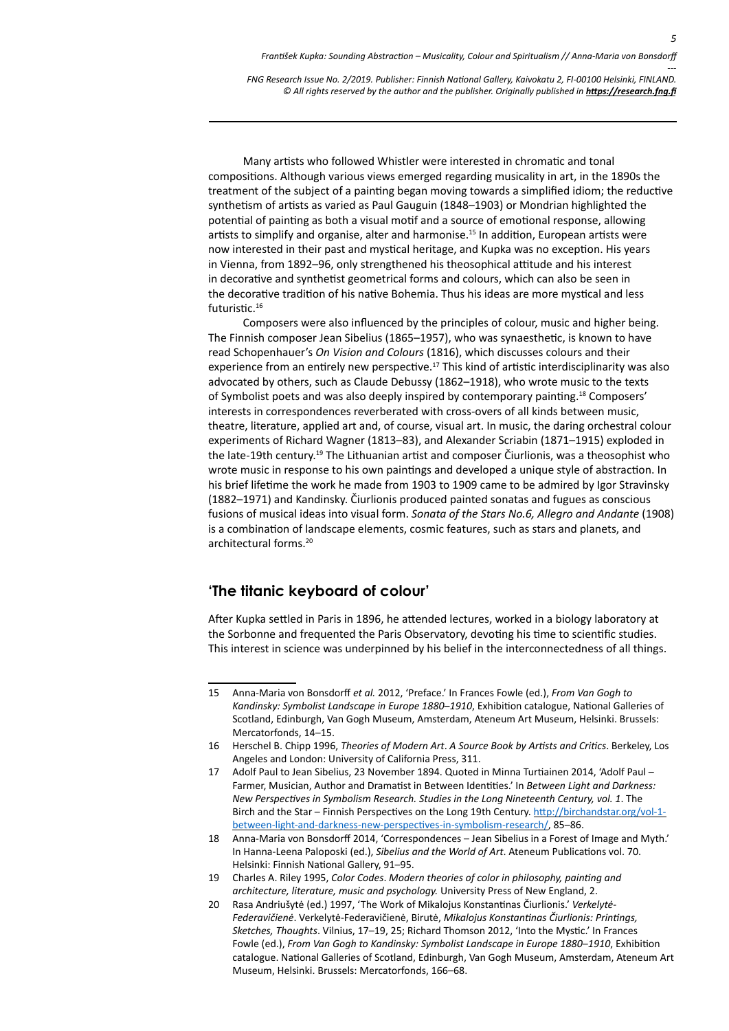Many artists who followed Whistler were interested in chromatic and tonal compositions. Although various views emerged regarding musicality in art, in the 1890s the treatment of the subject of a painting began moving towards a simplified idiom; the reductive synthetism of artists as varied as Paul Gauguin (1848–1903) or Mondrian highlighted the potential of painting as both a visual motif and a source of emotional response, allowing artists to simplify and organise, alter and harmonise.[15] In addition, European artists were now interested in their past and mystical heritage, and Kupka was no exception. His years in Vienna, from 1892–96, only strengthened his theosophical attitude and his interest in decorative and synthetist geometrical forms and colours, which can also be seen in the decorative tradition of his native Bohemia. Thus his ideas are more mystical and less futuristic.[16]

Composers were also influenced by the principles of colour, music and higher being. The Finnish composer Jean Sibelius (1865–1957), who was synaesthetic, is known to have read Schopenhauer's *On Vision and Colours* (1816), which discusses colours and their experience from an entirely new perspective.[17] This kind of artistic interdisciplinarity was also advocated by others, such as Claude Debussy (1862–1918), who wrote music to the texts of Symbolist poets and was also deeply inspired by contemporary painting.[18] Composers' interests in correspondences reverberated with cross-overs of all kinds between music, theatre, literature, applied art and, of course, visual art. In music, the daring orchestral colour experiments of Richard Wagner (1813–83), and Alexander Scriabin (1871–1915) exploded in the late-19th century.[19] The Lithuanian artist and composer Čiurlionis, was a theosophist who wrote music in response to his own paintings and developed a unique style of abstraction. In his brief lifetime the work he made from 1903 to 1909 came to be admired by Igor Stravinsky (1882–1971) and Kandinsky. Čiurlionis produced painted sonatas and fugues as conscious fusions of musical ideas into visual form. *Sonata of the Stars No.6, Allegro and Andante* (1908) is a combination of landscape elements, cosmic features, such as stars and planets, and architectural forms.[20]

## 'The titanic keyboard of colour'

After Kupka settled in Paris in 1896, he attended lectures, worked in a biology laboratory at the Sorbonne and frequented the Paris Observatory, devoting his time to scientific studies. This interest in science was underpinned by his belief in the interconnectedness of all things.

---

15 Anna-Maria von Bonsdorff *et al.* 2012, 'Preface.' In Frances Fowle (ed.), *From Van Gogh to Kandinsky: Symbolist Landscape in Europe 1880–1910*, Exhibition catalogue, National Galleries of Scotland, Edinburgh, Van Gogh Museum, Amsterdam, Ateneum Art Museum, Helsinki. Brussels: Mercatorfonds, 14–15.

16 Herschel B. Chipp 1996, *Theories of Modern Art*. *A Source Book by Artists and Critics*. Berkeley, Los Angeles and London: University of California Press, 311.

17 Adolf Paul to Jean Sibelius, 23 November 1894. Quoted in Minna Turtiainen 2014, 'Adolf Paul – Farmer, Musician, Author and Dramatist in Between Identities.' In *Between Light and Darkness: New Perspectives in Symbolism Research. Studies in the Long Nineteenth Century, vol. 1*. The Birch and the Star – Finnish Perspectives on the Long 19th Century. http://birchandstar.org/vol-1-between-light-and-darkness-new-perspectives-in-symbolism-research/, 85–86.

18 Anna-Maria von Bonsdorff 2014, 'Correspondences – Jean Sibelius in a Forest of Image and Myth.' In Hanna-Leena Paloposki (ed.), *Sibelius and the World of Art*. Ateneum Publications vol. 70. Helsinki: Finnish National Gallery, 91–95.

19 Charles A. Riley 1995, *Color Codes*. *Modern theories of color in philosophy, painting and architecture, literature, music and psychology.* University Press of New England, 2.

20 Rasa Andriušytė (ed.) 1997, 'The Work of Mikalojus Konstantinas Čiurlionis.' *Verkelytė-Federavičienė*. Verkelytė-Federavičienė, Birutė, *Mikalojus Konstantinas Čiurlionis: Printings, Sketches, Thoughts*. Vilnius, 17–19, 25; Richard Thomson 2012, 'Into the Mystic.' In Frances Fowle (ed.), *From Van Gogh to Kandinsky: Symbolist Landscape in Europe 1880–1910*, Exhibition catalogue. National Galleries of Scotland, Edinburgh, Van Gogh Museum, Amsterdam, Ateneum Art Museum, Helsinki. Brussels: Mercatorfonds, 166–68.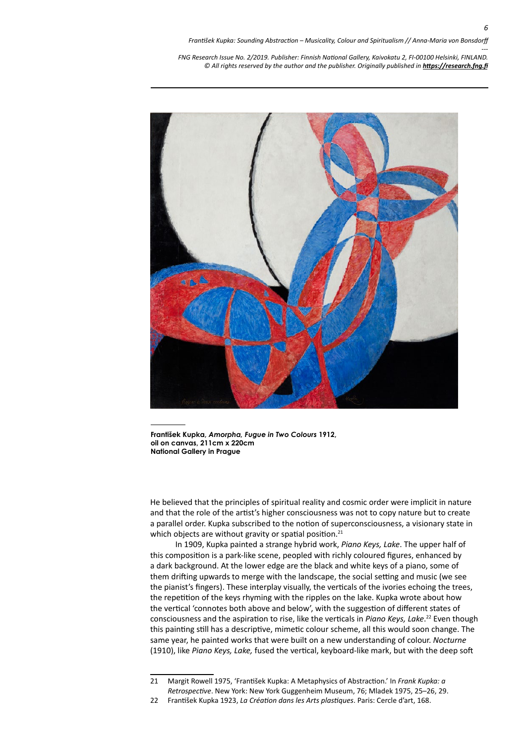**František Kupka, *Amorpha, Fugue in Two Colours* 1912, oil on canvas, 211cm x 220cm National Gallery in Prague**

He believed that the principles of spiritual reality and cosmic order were implicit in nature and that the role of the artist's higher consciousness was not to copy nature but to create a parallel order. Kupka subscribed to the notion of superconsciousness, a visionary state in which objects are without gravity or spatial position.[21]

In 1909, Kupka painted a strange hybrid work, *Piano Keys, Lake*. The upper half of this composition is a park-like scene, peopled with richly coloured figures, enhanced by a dark background. At the lower edge are the black and white keys of a piano, some of them drifting upwards to merge with the landscape, the social setting and music (we see the pianist's fingers). These interplay visually, the verticals of the ivories echoing the trees, the repetition of the keys rhyming with the ripples on the lake. Kupka wrote about how the vertical 'connotes both above and below', with the suggestion of different states of consciousness and the aspiration to rise, like the verticals in *Piano Keys, Lake*.[22] Even though this painting still has a descriptive, mimetic colour scheme, all this would soon change. The same year, he painted works that were built on a new understanding of colour. *Nocturne* (1910), like *Piano Keys, Lake,* fused the vertical, keyboard-like mark, but with the deep soft

---

21 Margit Rowell 1975, 'František Kupka: A Metaphysics of Abstraction.' In *Frank Kupka: a Retrospective*. New York: New York Guggenheim Museum, 76; Mladek 1975, 25–26, 29.

22 František Kupka 1923, *La Création dans les Arts plastiques*. Paris: Cercle d'art, 168.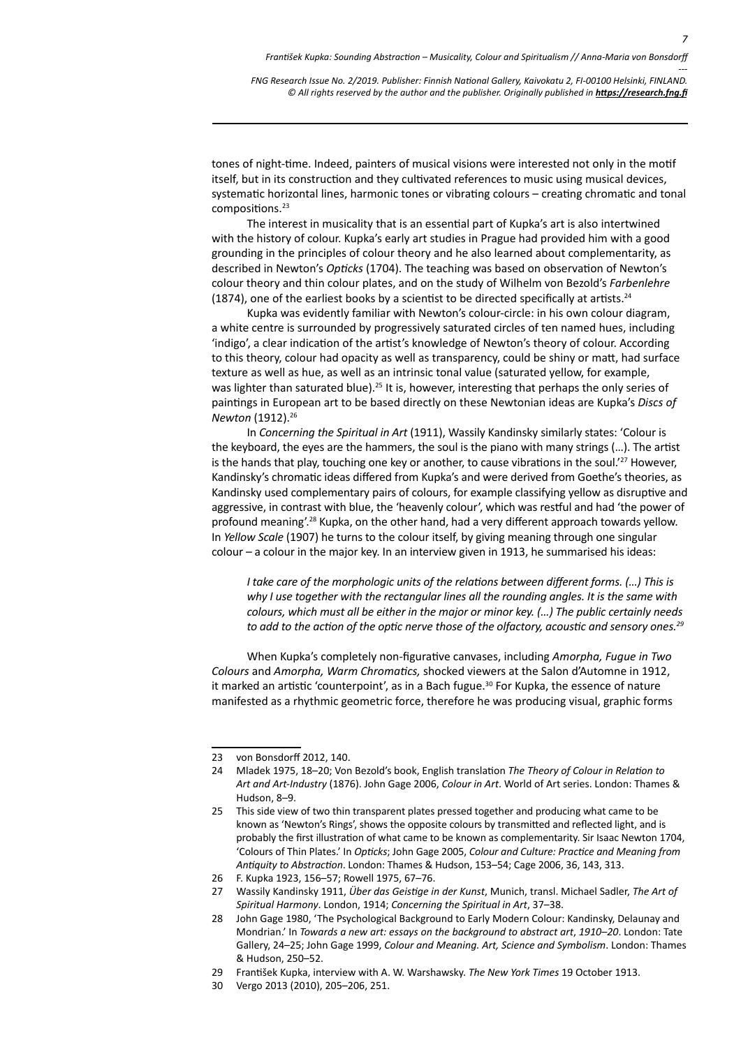tones of night-time. Indeed, painters of musical visions were interested not only in the motif itself, but in its construction and they cultivated references to music using musical devices, systematic horizontal lines, harmonic tones or vibrating colours – creating chromatic and tonal compositions.[23]

The interest in musicality that is an essential part of Kupka's art is also intertwined with the history of colour. Kupka's early art studies in Prague had provided him with a good grounding in the principles of colour theory and he also learned about complementarity, as described in Newton's *Opticks* (1704). The teaching was based on observation of Newton's colour theory and thin colour plates, and on the study of Wilhelm von Bezold's *Farbenlehre* (1874), one of the earliest books by a scientist to be directed specifically at artists.[24]

Kupka was evidently familiar with Newton's colour-circle: in his own colour diagram, a white centre is surrounded by progressively saturated circles of ten named hues, including 'indigo', a clear indication of the artist's knowledge of Newton's theory of colour. According to this theory, colour had opacity as well as transparency, could be shiny or matt, had surface texture as well as hue, as well as an intrinsic tonal value (saturated yellow, for example, was lighter than saturated blue).[25] It is, however, interesting that perhaps the only series of paintings in European art to be based directly on these Newtonian ideas are Kupka's *Discs of Newton* (1912).[26]

In *Concerning the Spiritual in Art* (1911), Wassily Kandinsky similarly states: 'Colour is the keyboard, the eyes are the hammers, the soul is the piano with many strings (…). The artist is the hands that play, touching one key or another, to cause vibrations in the soul.'[27] However, Kandinsky's chromatic ideas differed from Kupka's and were derived from Goethe's theories, as Kandinsky used complementary pairs of colours, for example classifying yellow as disruptive and aggressive, in contrast with blue, the 'heavenly colour', which was restful and had 'the power of profound meaning'.[28] Kupka, on the other hand, had a very different approach towards yellow. In *Yellow Scale* (1907) he turns to the colour itself, by giving meaning through one singular colour – a colour in the major key. In an interview given in 1913, he summarised his ideas:

> *I take care of the morphologic units of the relations between different forms. (…) This is why I use together with the rectangular lines all the rounding angles. It is the same with colours, which must all be either in the major or minor key. (…) The public certainly needs to add to the action of the optic nerve those of the olfactory, acoustic and sensory ones.*[29]

When Kupka's completely non-figurative canvases, including *Amorpha, Fugue in Two Colours* and *Amorpha, Warm Chromatics,* shocked viewers at the Salon d'Automne in 1912, it marked an artistic 'counterpoint', as in a Bach fugue.[30] For Kupka, the essence of nature manifested as a rhythmic geometric force, therefore he was producing visual, graphic forms

---

23 von Bonsdorff 2012, 140.

24 Mladek 1975, 18–20; Von Bezold's book, English translation *The Theory of Colour in Relation to Art and Art-Industry* (1876). John Gage 2006, *Colour in Art*. World of Art series. London: Thames & Hudson, 8–9.

25 This side view of two thin transparent plates pressed together and producing what came to be known as 'Newton's Rings', shows the opposite colours by transmitted and reflected light, and is probably the first illustration of what came to be known as complementarity. Sir Isaac Newton 1704, 'Colours of Thin Plates.' In *Opticks*; John Gage 2005, *Colour and Culture: Practice and Meaning from Antiquity to Abstraction*. London: Thames & Hudson, 153–54; Cage 2006, 36, 143, 313.

26 F. Kupka 1923, 156–57; Rowell 1975, 67–76.

27 Wassily Kandinsky 1911, *Über das Geistige in der Kunst*, Munich, transl. Michael Sadler, *The Art of Spiritual Harmony*. London, 1914; *Concerning the Spiritual in Art*, 37–38.

28 John Gage 1980, 'The Psychological Background to Early Modern Colour: Kandinsky, Delaunay and Mondrian.' In *Towards a new art: essays on the background to abstract art*, *1910–20*. London: Tate Gallery, 24–25; John Gage 1999, *Colour and Meaning. Art, Science and Symbolism*. London: Thames & Hudson, 250–52.

29 František Kupka, interview with A. W. Warshawsky. *The New York Times* 19 October 1913.

30 Vergo 2013 (2010), 205–206, 251.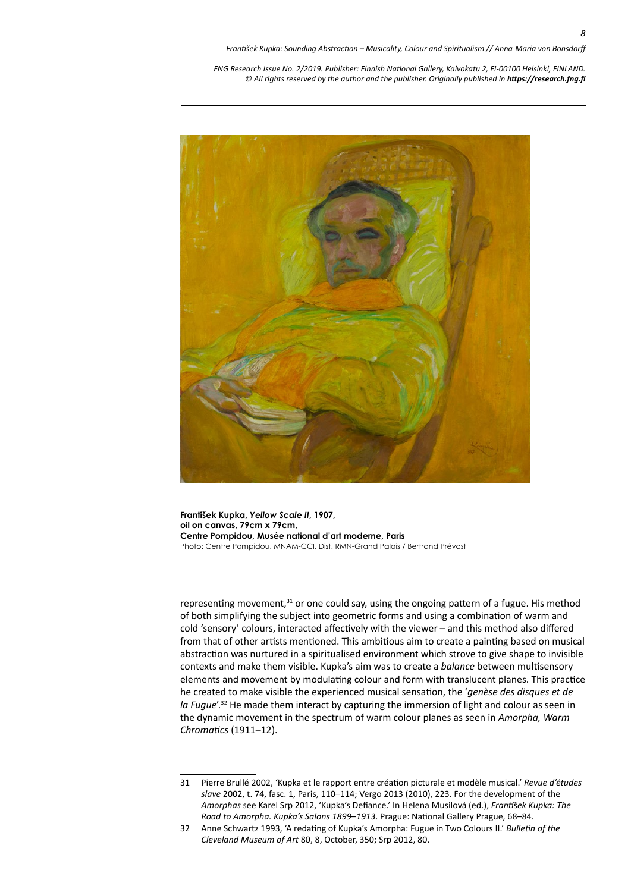**František Kupka, *Yellow Scale II*, 1907,**
**oil on canvas, 79cm x 79cm,**
**Centre Pompidou, Musée national d'art moderne, Paris**
Photo: Centre Pompidou, MNAM-CCI, Dist. RMN-Grand Palais / Bertrand Prévost

representing movement,[31] or one could say, using the ongoing pattern of a fugue. His method of both simplifying the subject into geometric forms and using a combination of warm and cold 'sensory' colours, interacted affectively with the viewer – and this method also differed from that of other artists mentioned. This ambitious aim to create a painting based on musical abstraction was nurtured in a spiritualised environment which strove to give shape to invisible contexts and make them visible. Kupka's aim was to create a *balance* between multisensory elements and movement by modulating colour and form with translucent planes. This practice he created to make visible the experienced musical sensation, the '*genèse des disques et de la Fugue*'.[32] He made them interact by capturing the immersion of light and colour as seen in the dynamic movement in the spectrum of warm colour planes as seen in *Amorpha, Warm Chromatics* (1911–12).

31 Pierre Brullé 2002, 'Kupka et le rapport entre création picturale et modèle musical.' *Revue d'études slave* 2002, t. 74, fasc. 1, Paris, 110–114; Vergo 2013 (2010), 223. For the development of the *Amorphas* see Karel Srp 2012, 'Kupka's Defiance.' In Helena Musilová (ed.), *František Kupka: The Road to Amorpha. Kupka's Salons 1899–1913*. Prague: National Gallery Prague, 68–84.

32 Anne Schwartz 1993, 'A redating of Kupka's Amorpha: Fugue in Two Colours II.' *Bulletin of the Cleveland Museum of Art* 80, 8, October, 350; Srp 2012, 80.